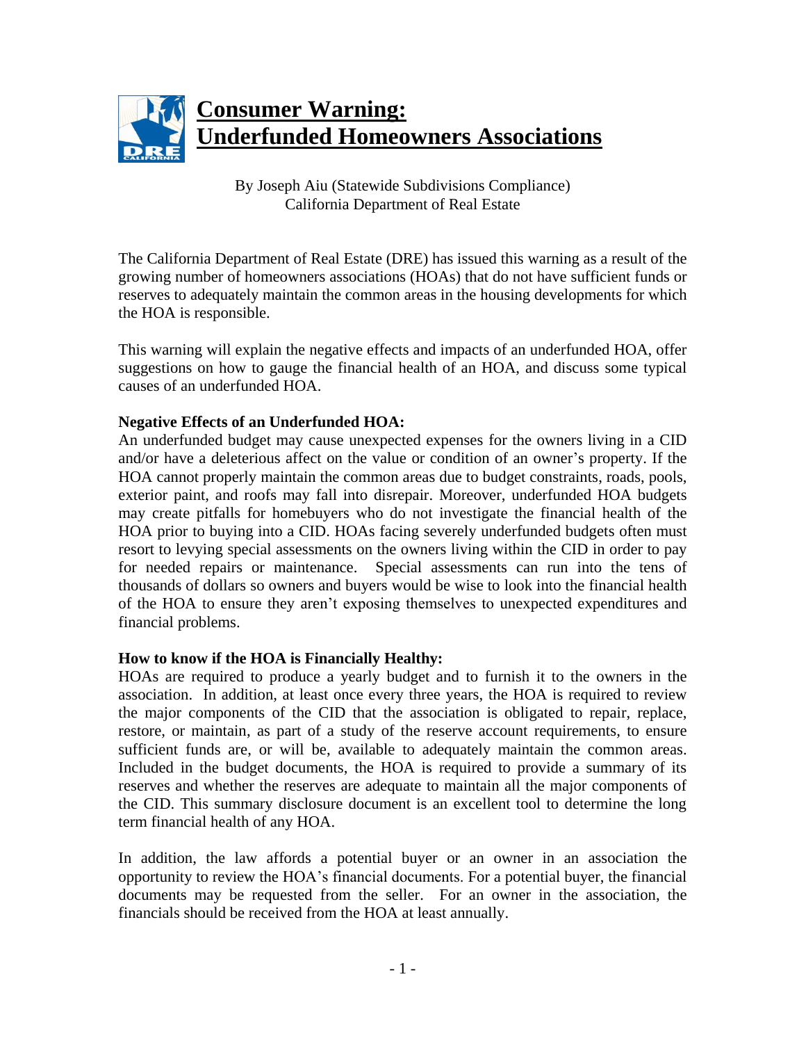# Consumer Warning: Underfunded Homeowners Associations

By Joseph Aiu (Statewide Subdivisions Compliance)
California Department of Real Estate

The California Department of Real Estate (DRE) has issued this warning as a result of the growing number of homeowners associations (HOAs) that do not have sufficient funds or reserves to adequately maintain the common areas in the housing developments for which the HOA is responsible.

This warning will explain the negative effects and impacts of an underfunded HOA, offer suggestions on how to gauge the financial health of an HOA, and discuss some typical causes of an underfunded HOA.

**Negative Effects of an Underfunded HOA:**

An underfunded budget may cause unexpected expenses for the owners living in a CID and/or have a deleterious affect on the value or condition of an owner's property. If the HOA cannot properly maintain the common areas due to budget constraints, roads, pools, exterior paint, and roofs may fall into disrepair. Moreover, underfunded HOA budgets may create pitfalls for homebuyers who do not investigate the financial health of the HOA prior to buying into a CID. HOAs facing severely underfunded budgets often must resort to levying special assessments on the owners living within the CID in order to pay for needed repairs or maintenance. Special assessments can run into the tens of thousands of dollars so owners and buyers would be wise to look into the financial health of the HOA to ensure they aren't exposing themselves to unexpected expenditures and financial problems.

**How to know if the HOA is Financially Healthy:**

HOAs are required to produce a yearly budget and to furnish it to the owners in the association. In addition, at least once every three years, the HOA is required to review the major components of the CID that the association is obligated to repair, replace, restore, or maintain, as part of a study of the reserve account requirements, to ensure sufficient funds are, or will be, available to adequately maintain the common areas. Included in the budget documents, the HOA is required to provide a summary of its reserves and whether the reserves are adequate to maintain all the major components of the CID. This summary disclosure document is an excellent tool to determine the long term financial health of any HOA.

In addition, the law affords a potential buyer or an owner in an association the opportunity to review the HOA's financial documents. For a potential buyer, the financial documents may be requested from the seller. For an owner in the association, the financials should be received from the HOA at least annually.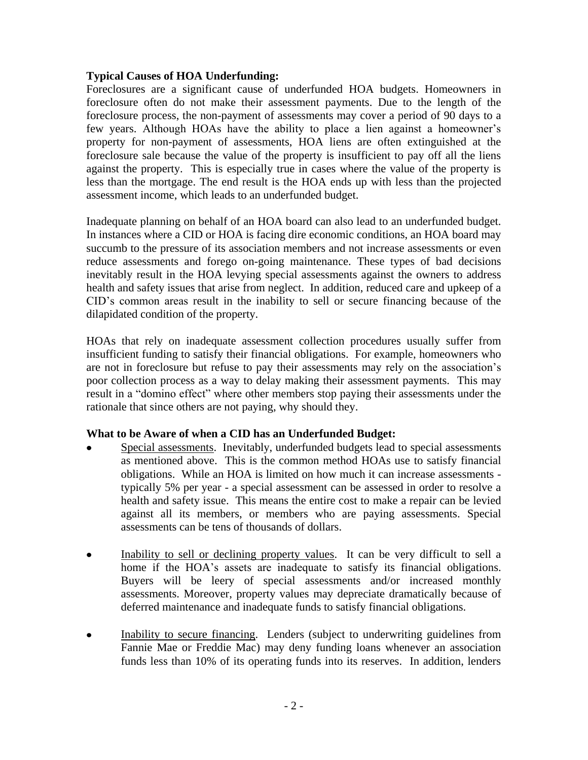**Typical Causes of HOA Underfunding:**

Foreclosures are a significant cause of underfunded HOA budgets. Homeowners in foreclosure often do not make their assessment payments. Due to the length of the foreclosure process, the non-payment of assessments may cover a period of 90 days to a few years. Although HOAs have the ability to place a lien against a homeowner's property for non-payment of assessments, HOA liens are often extinguished at the foreclosure sale because the value of the property is insufficient to pay off all the liens against the property. This is especially true in cases where the value of the property is less than the mortgage. The end result is the HOA ends up with less than the projected assessment income, which leads to an underfunded budget.

Inadequate planning on behalf of an HOA board can also lead to an underfunded budget. In instances where a CID or HOA is facing dire economic conditions, an HOA board may succumb to the pressure of its association members and not increase assessments or even reduce assessments and forego on-going maintenance. These types of bad decisions inevitably result in the HOA levying special assessments against the owners to address health and safety issues that arise from neglect. In addition, reduced care and upkeep of a CID's common areas result in the inability to sell or secure financing because of the dilapidated condition of the property.

HOAs that rely on inadequate assessment collection procedures usually suffer from insufficient funding to satisfy their financial obligations. For example, homeowners who are not in foreclosure but refuse to pay their assessments may rely on the association's poor collection process as a way to delay making their assessment payments. This may result in a "domino effect" where other members stop paying their assessments under the rationale that since others are not paying, why should they.

**What to be Aware of when a CID has an Underfunded Budget:**

- Special assessments. Inevitably, underfunded budgets lead to special assessments as mentioned above. This is the common method HOAs use to satisfy financial obligations. While an HOA is limited on how much it can increase assessments - typically 5% per year - a special assessment can be assessed in order to resolve a health and safety issue. This means the entire cost to make a repair can be levied against all its members, or members who are paying assessments. Special assessments can be tens of thousands of dollars.

- Inability to sell or declining property values. It can be very difficult to sell a home if the HOA's assets are inadequate to satisfy its financial obligations. Buyers will be leery of special assessments and/or increased monthly assessments. Moreover, property values may depreciate dramatically because of deferred maintenance and inadequate funds to satisfy financial obligations.

- Inability to secure financing. Lenders (subject to underwriting guidelines from Fannie Mae or Freddie Mac) may deny funding loans whenever an association funds less than 10% of its operating funds into its reserves. In addition, lenders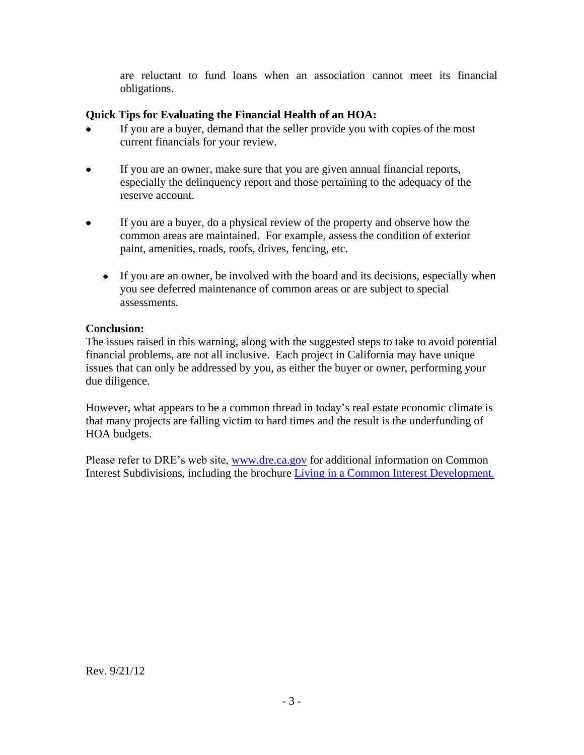are reluctant to fund loans when an association cannot meet its financial obligations.

**Quick Tips for Evaluating the Financial Health of an HOA:**

- If you are a buyer, demand that the seller provide you with copies of the most current financials for your review.
- If you are an owner, make sure that you are given annual financial reports, especially the delinquency report and those pertaining to the adequacy of the reserve account.
- If you are a buyer, do a physical review of the property and observe how the common areas are maintained. For example, assess the condition of exterior paint, amenities, roads, roofs, drives, fencing, etc.
- If you are an owner, be involved with the board and its decisions, especially when you see deferred maintenance of common areas or are subject to special assessments.

**Conclusion:**

The issues raised in this warning, along with the suggested steps to take to avoid potential financial problems, are not all inclusive. Each project in California may have unique issues that can only be addressed by you, as either the buyer or owner, performing your due diligence.

However, what appears to be a common thread in today's real estate economic climate is that many projects are falling victim to hard times and the result is the underfunding of HOA budgets.

Please refer to DRE's web site, [www.dre.ca.gov](http://www.dre.ca.gov) for additional information on Common Interest Subdivisions, including the brochure Living in a Common Interest Development.

Rev. 9/21/12